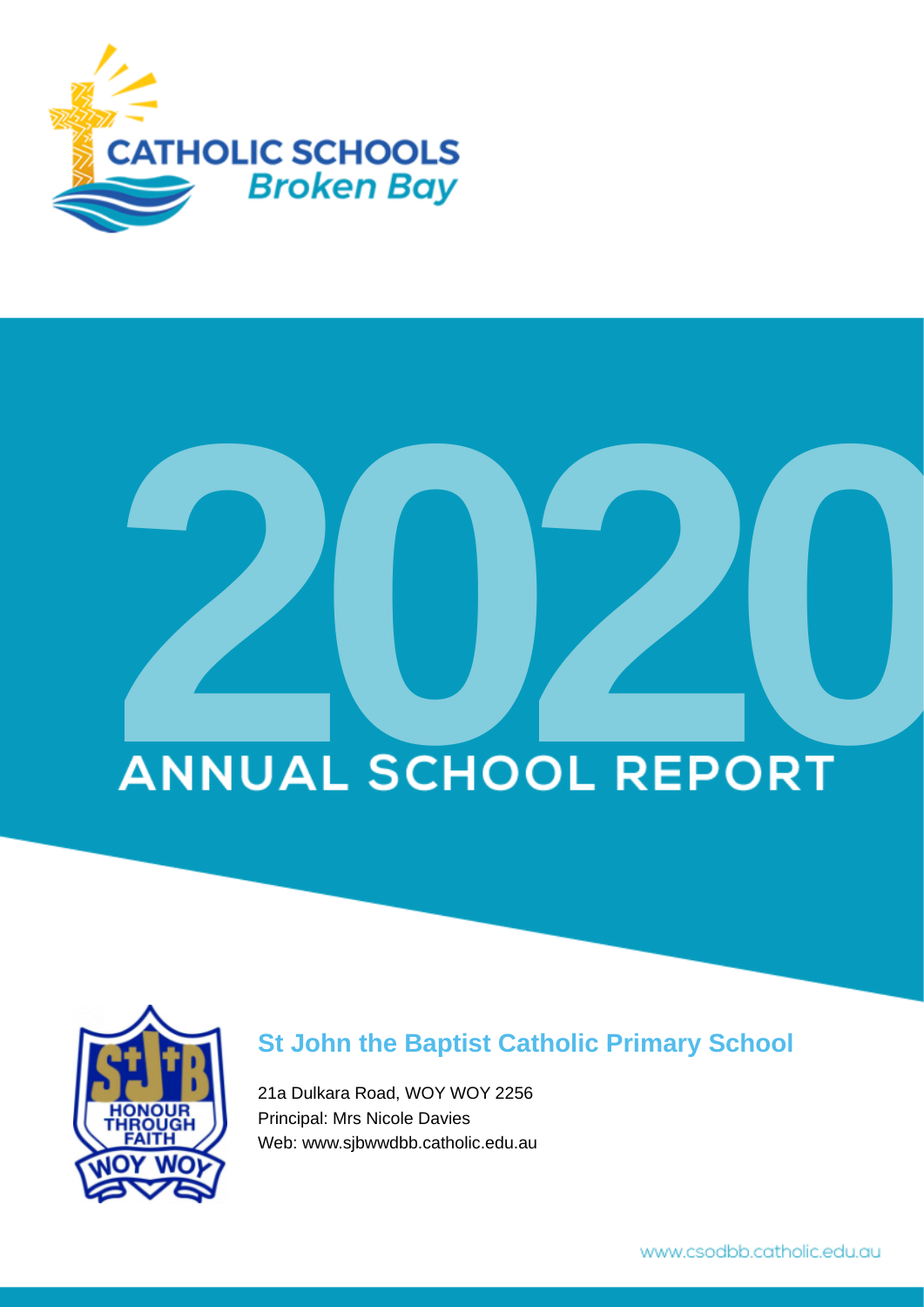CATHOLIC SCHOOLS
Broken Bay

# 2020
## ANNUAL SCHOOL REPORT

### St John the Baptist Catholic Primary School

21a Dulkara Road, WOY WOY 2256
Principal: Mrs Nicole Davies
Web: www.sjbwwdbb.catholic.edu.au

www.csodbb.catholic.edu.au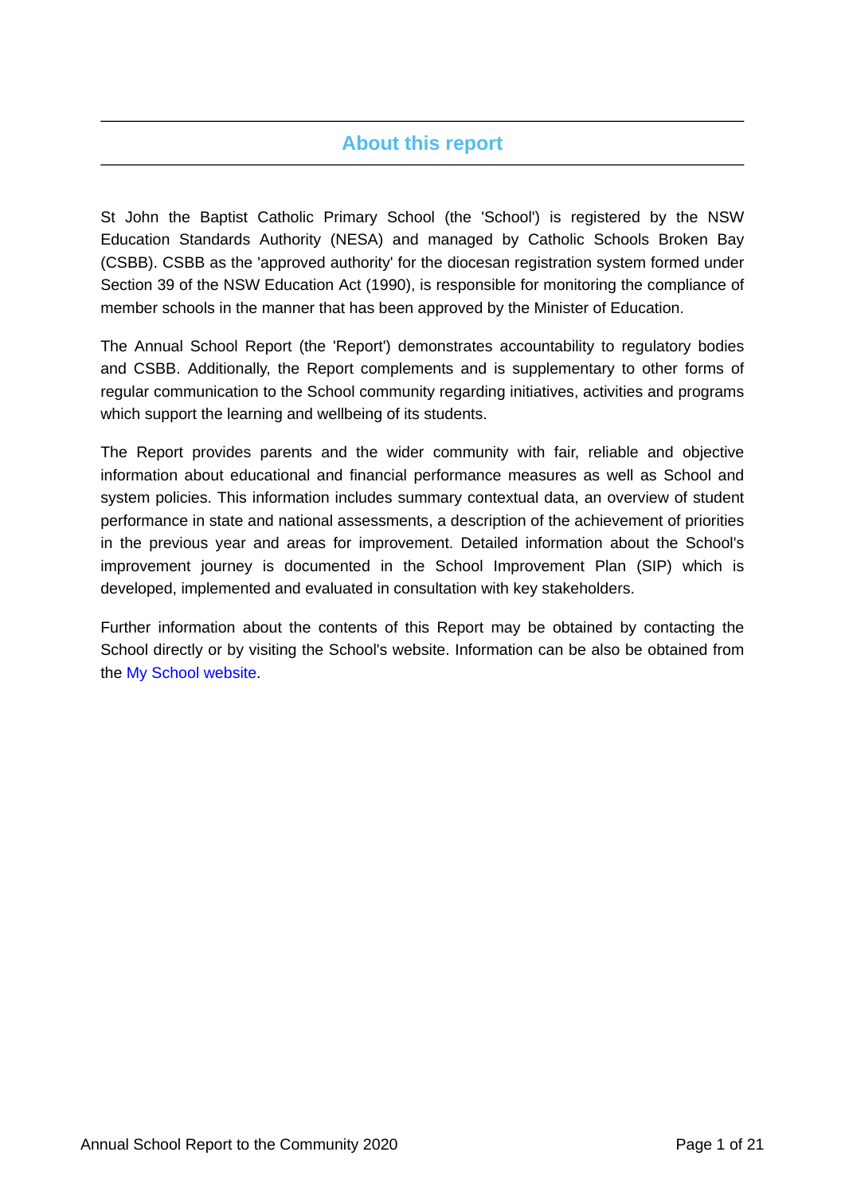## About this report

St John the Baptist Catholic Primary School (the 'School') is registered by the NSW Education Standards Authority (NESA) and managed by Catholic Schools Broken Bay (CSBB). CSBB as the 'approved authority' for the diocesan registration system formed under Section 39 of the NSW Education Act (1990), is responsible for monitoring the compliance of member schools in the manner that has been approved by the Minister of Education.

The Annual School Report (the 'Report') demonstrates accountability to regulatory bodies and CSBB. Additionally, the Report complements and is supplementary to other forms of regular communication to the School community regarding initiatives, activities and programs which support the learning and wellbeing of its students.

The Report provides parents and the wider community with fair, reliable and objective information about educational and financial performance measures as well as School and system policies. This information includes summary contextual data, an overview of student performance in state and national assessments, a description of the achievement of priorities in the previous year and areas for improvement. Detailed information about the School's improvement journey is documented in the School Improvement Plan (SIP) which is developed, implemented and evaluated in consultation with key stakeholders.

Further information about the contents of this Report may be obtained by contacting the School directly or by visiting the School's website. Information can be also be obtained from the My School website.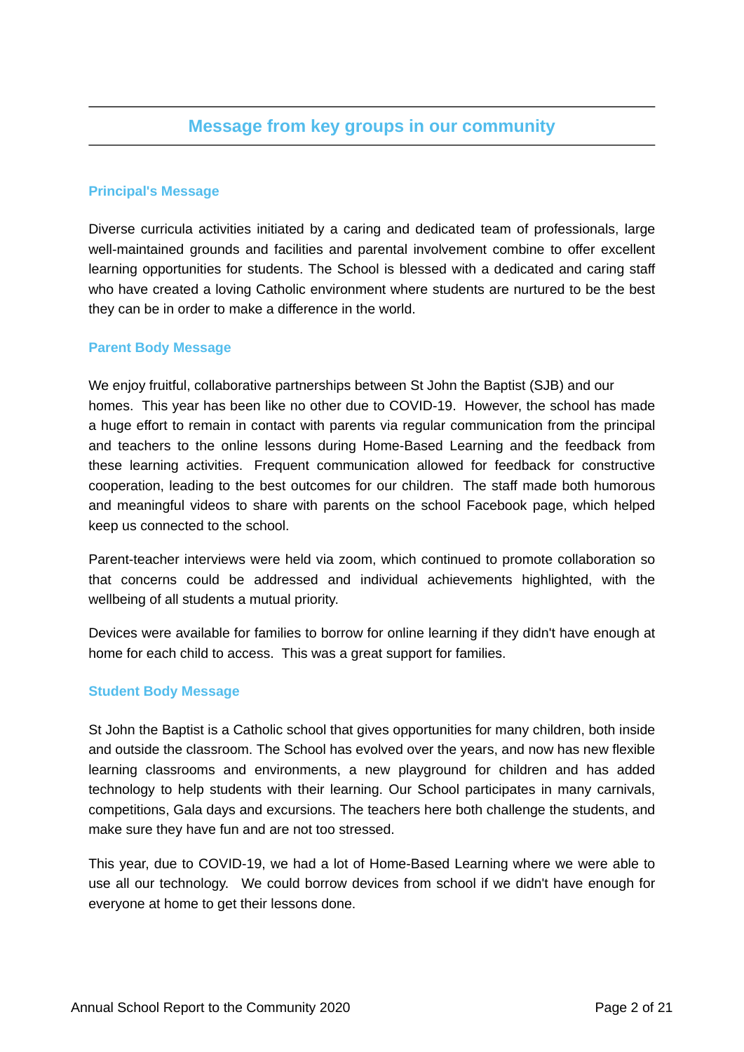## Message from key groups in our community

### Principal's Message

Diverse curricula activities initiated by a caring and dedicated team of professionals, large well-maintained grounds and facilities and parental involvement combine to offer excellent learning opportunities for students. The School is blessed with a dedicated and caring staff who have created a loving Catholic environment where students are nurtured to be the best they can be in order to make a difference in the world.

### Parent Body Message

We enjoy fruitful, collaborative partnerships between St John the Baptist (SJB) and our homes. This year has been like no other due to COVID-19. However, the school has made a huge effort to remain in contact with parents via regular communication from the principal and teachers to the online lessons during Home-Based Learning and the feedback from these learning activities. Frequent communication allowed for feedback for constructive cooperation, leading to the best outcomes for our children. The staff made both humorous and meaningful videos to share with parents on the school Facebook page, which helped keep us connected to the school.

Parent-teacher interviews were held via zoom, which continued to promote collaboration so that concerns could be addressed and individual achievements highlighted, with the wellbeing of all students a mutual priority.

Devices were available for families to borrow for online learning if they didn't have enough at home for each child to access. This was a great support for families.

### Student Body Message

St John the Baptist is a Catholic school that gives opportunities for many children, both inside and outside the classroom. The School has evolved over the years, and now has new flexible learning classrooms and environments, a new playground for children and has added technology to help students with their learning. Our School participates in many carnivals, competitions, Gala days and excursions. The teachers here both challenge the students, and make sure they have fun and are not too stressed.

This year, due to COVID-19, we had a lot of Home-Based Learning where we were able to use all our technology. We could borrow devices from school if we didn't have enough for everyone at home to get their lessons done.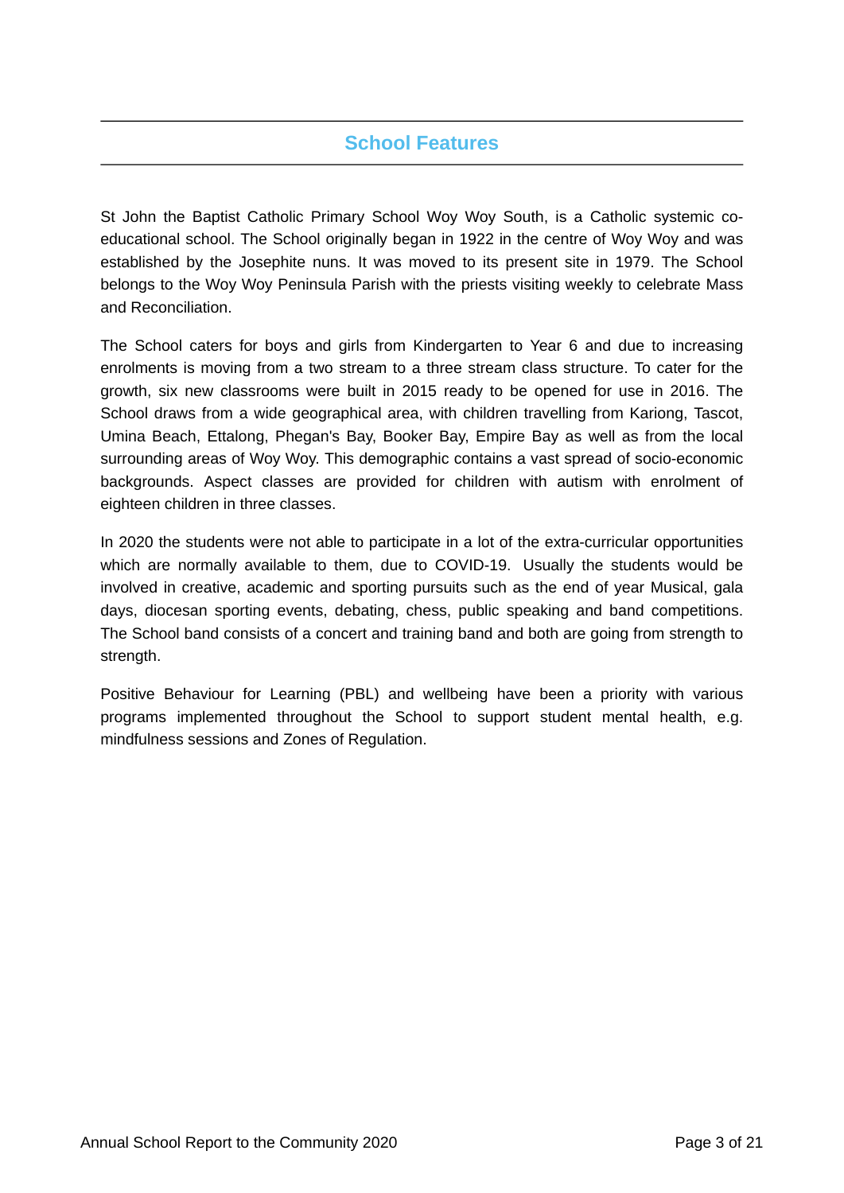## School Features

St John the Baptist Catholic Primary School Woy Woy South, is a Catholic systemic co-educational school. The School originally began in 1922 in the centre of Woy Woy and was established by the Josephite nuns. It was moved to its present site in 1979. The School belongs to the Woy Woy Peninsula Parish with the priests visiting weekly to celebrate Mass and Reconciliation.

The School caters for boys and girls from Kindergarten to Year 6 and due to increasing enrolments is moving from a two stream to a three stream class structure. To cater for the growth, six new classrooms were built in 2015 ready to be opened for use in 2016. The School draws from a wide geographical area, with children travelling from Kariong, Tascot, Umina Beach, Ettalong, Phegan's Bay, Booker Bay, Empire Bay as well as from the local surrounding areas of Woy Woy. This demographic contains a vast spread of socio-economic backgrounds. Aspect classes are provided for children with autism with enrolment of eighteen children in three classes.

In 2020 the students were not able to participate in a lot of the extra-curricular opportunities which are normally available to them, due to COVID-19. Usually the students would be involved in creative, academic and sporting pursuits such as the end of year Musical, gala days, diocesan sporting events, debating, chess, public speaking and band competitions. The School band consists of a concert and training band and both are going from strength to strength.

Positive Behaviour for Learning (PBL) and wellbeing have been a priority with various programs implemented throughout the School to support student mental health, e.g. mindfulness sessions and Zones of Regulation.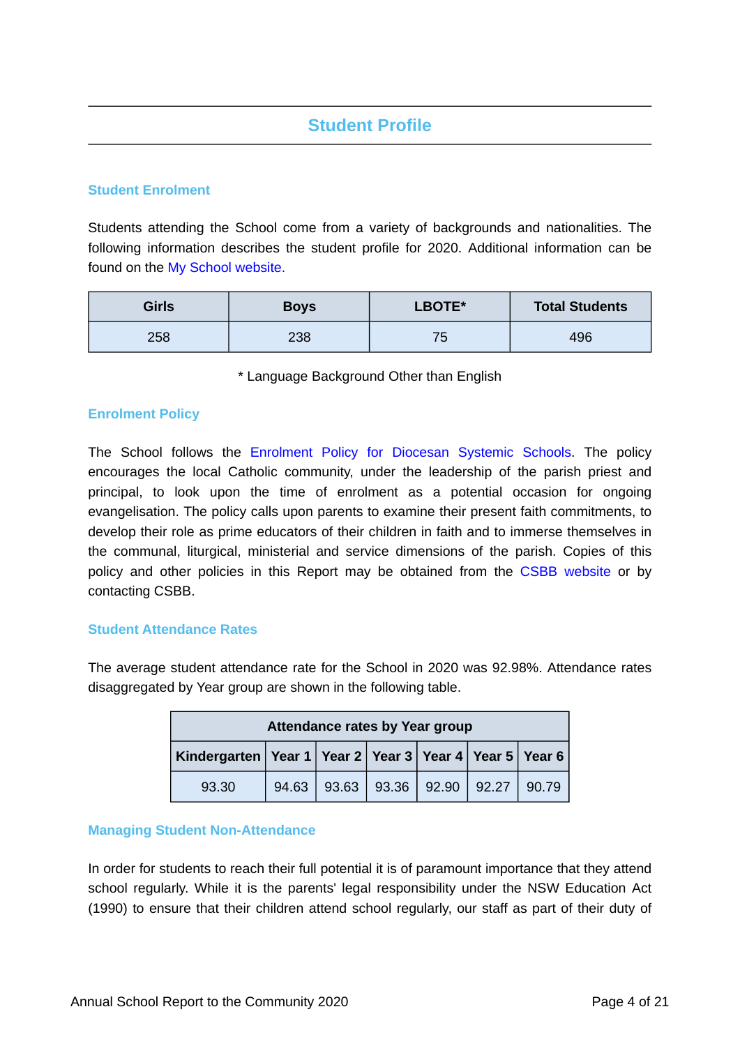## Student Profile

### Student Enrolment

Students attending the School come from a variety of backgrounds and nationalities. The following information describes the student profile for 2020. Additional information can be found on the My School website.

| Girls | Boys | LBOTE* | Total Students |
|---|---|---|---|
| 258 | 238 | 75 | 496 |

* Language Background Other than English

### Enrolment Policy

The School follows the Enrolment Policy for Diocesan Systemic Schools. The policy encourages the local Catholic community, under the leadership of the parish priest and principal, to look upon the time of enrolment as a potential occasion for ongoing evangelisation. The policy calls upon parents to examine their present faith commitments, to develop their role as prime educators of their children in faith and to immerse themselves in the communal, liturgical, ministerial and service dimensions of the parish. Copies of this policy and other policies in this Report may be obtained from the CSBB website or by contacting CSBB.

### Student Attendance Rates

The average student attendance rate for the School in 2020 was 92.98%. Attendance rates disaggregated by Year group are shown in the following table.

| Attendance rates by Year group | | | | | | |
|---|---|---|---|---|---|---|
| Kindergarten | Year 1 | Year 2 | Year 3 | Year 4 | Year 5 | Year 6 |
| 93.30 | 94.63 | 93.63 | 93.36 | 92.90 | 92.27 | 90.79 |

### Managing Student Non-Attendance

In order for students to reach their full potential it is of paramount importance that they attend school regularly. While it is the parents' legal responsibility under the NSW Education Act (1990) to ensure that their children attend school regularly, our staff as part of their duty of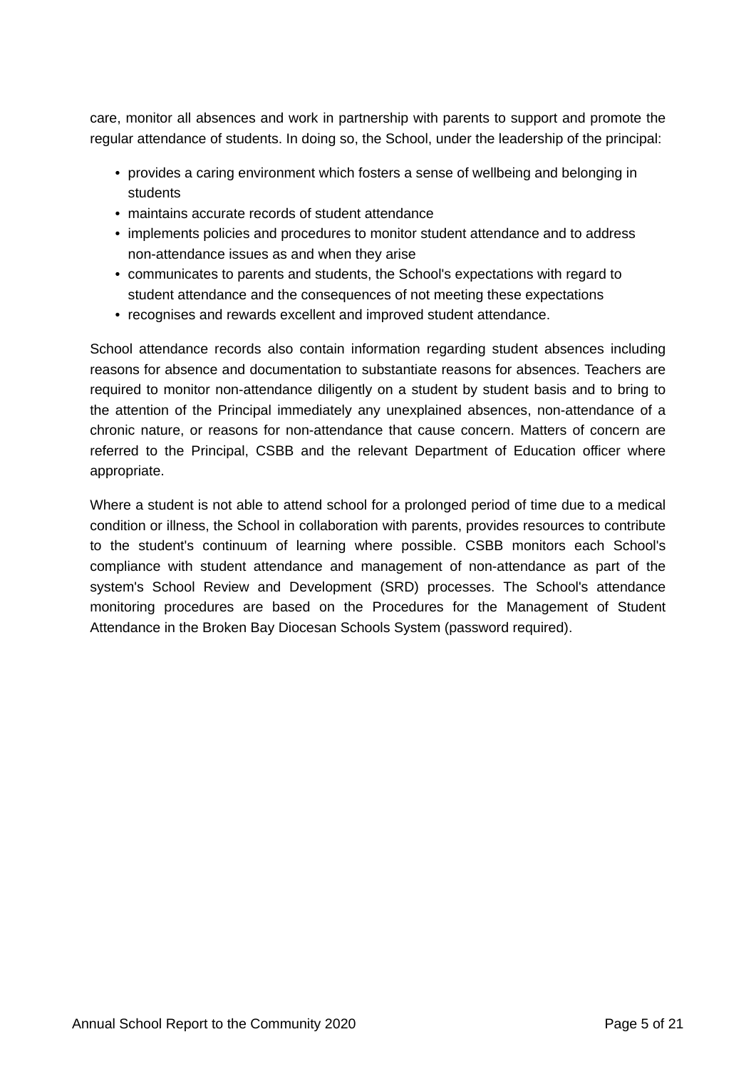care, monitor all absences and work in partnership with parents to support and promote the regular attendance of students. In doing so, the School, under the leadership of the principal:

- provides a caring environment which fosters a sense of wellbeing and belonging in students
- maintains accurate records of student attendance
- implements policies and procedures to monitor student attendance and to address non-attendance issues as and when they arise
- communicates to parents and students, the School's expectations with regard to student attendance and the consequences of not meeting these expectations
- recognises and rewards excellent and improved student attendance.

School attendance records also contain information regarding student absences including reasons for absence and documentation to substantiate reasons for absences. Teachers are required to monitor non-attendance diligently on a student by student basis and to bring to the attention of the Principal immediately any unexplained absences, non-attendance of a chronic nature, or reasons for non-attendance that cause concern. Matters of concern are referred to the Principal, CSBB and the relevant Department of Education officer where appropriate.

Where a student is not able to attend school for a prolonged period of time due to a medical condition or illness, the School in collaboration with parents, provides resources to contribute to the student's continuum of learning where possible. CSBB monitors each School's compliance with student attendance and management of non-attendance as part of the system's School Review and Development (SRD) processes. The School's attendance monitoring procedures are based on the Procedures for the Management of Student Attendance in the Broken Bay Diocesan Schools System (password required).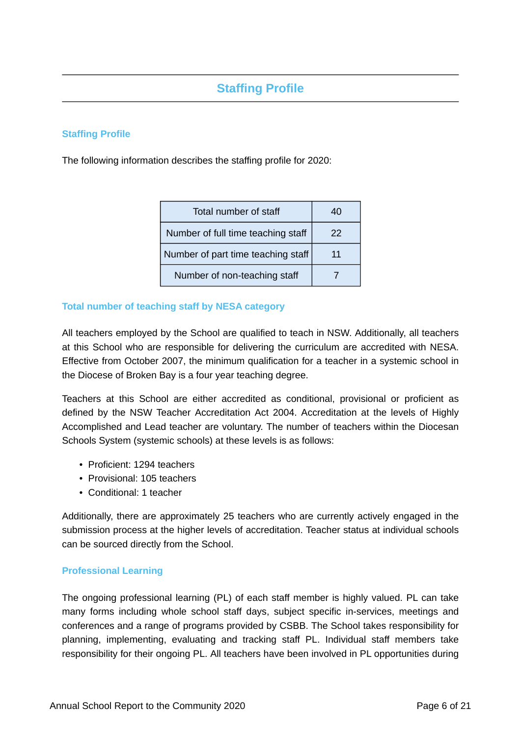# Staffing Profile

## Staffing Profile

The following information describes the staffing profile for 2020:

| Total number of staff | 40 |
|---|---|
| Number of full time teaching staff | 22 |
| Number of part time teaching staff | 11 |
| Number of non-teaching staff | 7 |

## Total number of teaching staff by NESA category

All teachers employed by the School are qualified to teach in NSW. Additionally, all teachers at this School who are responsible for delivering the curriculum are accredited with NESA. Effective from October 2007, the minimum qualification for a teacher in a systemic school in the Diocese of Broken Bay is a four year teaching degree.

Teachers at this School are either accredited as conditional, provisional or proficient as defined by the NSW Teacher Accreditation Act 2004. Accreditation at the levels of Highly Accomplished and Lead teacher are voluntary. The number of teachers within the Diocesan Schools System (systemic schools) at these levels is as follows:

- Proficient: 1294 teachers
- Provisional: 105 teachers
- Conditional: 1 teacher

Additionally, there are approximately 25 teachers who are currently actively engaged in the submission process at the higher levels of accreditation. Teacher status at individual schools can be sourced directly from the School.

## Professional Learning

The ongoing professional learning (PL) of each staff member is highly valued. PL can take many forms including whole school staff days, subject specific in-services, meetings and conferences and a range of programs provided by CSBB. The School takes responsibility for planning, implementing, evaluating and tracking staff PL. Individual staff members take responsibility for their ongoing PL. All teachers have been involved in PL opportunities during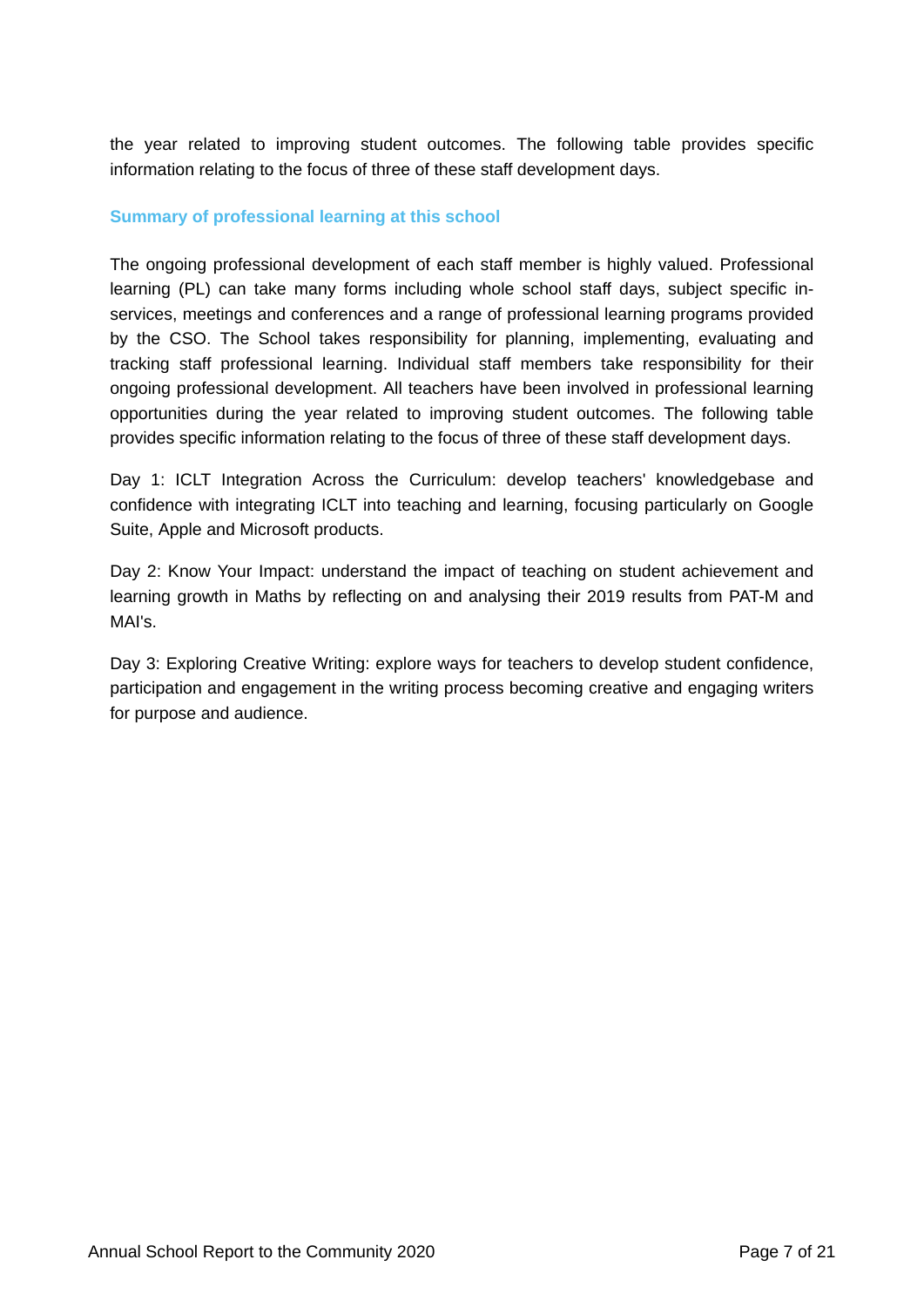the year related to improving student outcomes. The following table provides specific information relating to the focus of three of these staff development days.

### Summary of professional learning at this school

The ongoing professional development of each staff member is highly valued. Professional learning (PL) can take many forms including whole school staff days, subject specific in-services, meetings and conferences and a range of professional learning programs provided by the CSO. The School takes responsibility for planning, implementing, evaluating and tracking staff professional learning. Individual staff members take responsibility for their ongoing professional development. All teachers have been involved in professional learning opportunities during the year related to improving student outcomes. The following table provides specific information relating to the focus of three of these staff development days.

Day 1: ICLT Integration Across the Curriculum: develop teachers' knowledgebase and confidence with integrating ICLT into teaching and learning, focusing particularly on Google Suite, Apple and Microsoft products.

Day 2: Know Your Impact: understand the impact of teaching on student achievement and learning growth in Maths by reflecting on and analysing their 2019 results from PAT-M and MAI's.

Day 3: Exploring Creative Writing: explore ways for teachers to develop student confidence, participation and engagement in the writing process becoming creative and engaging writers for purpose and audience.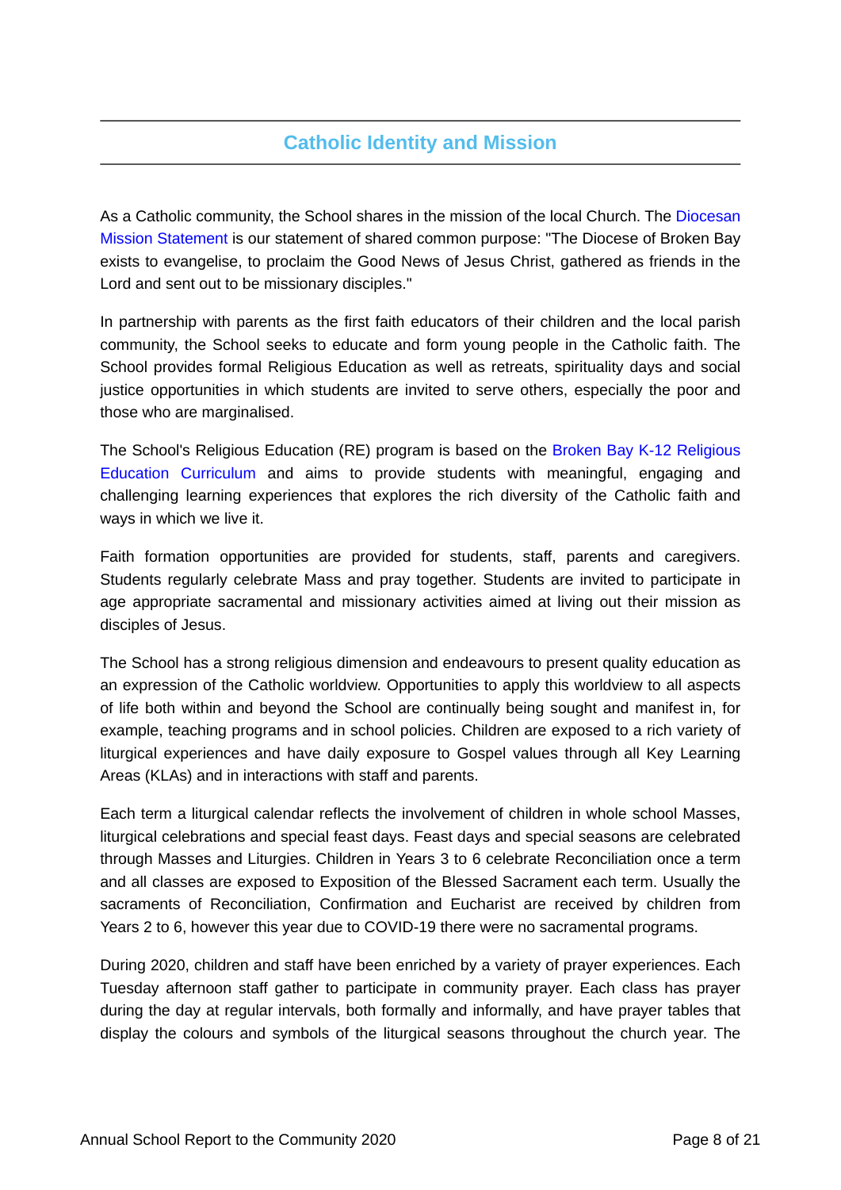## Catholic Identity and Mission

As a Catholic community, the School shares in the mission of the local Church. The Diocesan Mission Statement is our statement of shared common purpose: "The Diocese of Broken Bay exists to evangelise, to proclaim the Good News of Jesus Christ, gathered as friends in the Lord and sent out to be missionary disciples."

In partnership with parents as the first faith educators of their children and the local parish community, the School seeks to educate and form young people in the Catholic faith. The School provides formal Religious Education as well as retreats, spirituality days and social justice opportunities in which students are invited to serve others, especially the poor and those who are marginalised.

The School's Religious Education (RE) program is based on the Broken Bay K-12 Religious Education Curriculum and aims to provide students with meaningful, engaging and challenging learning experiences that explores the rich diversity of the Catholic faith and ways in which we live it.

Faith formation opportunities are provided for students, staff, parents and caregivers. Students regularly celebrate Mass and pray together. Students are invited to participate in age appropriate sacramental and missionary activities aimed at living out their mission as disciples of Jesus.

The School has a strong religious dimension and endeavours to present quality education as an expression of the Catholic worldview. Opportunities to apply this worldview to all aspects of life both within and beyond the School are continually being sought and manifest in, for example, teaching programs and in school policies. Children are exposed to a rich variety of liturgical experiences and have daily exposure to Gospel values through all Key Learning Areas (KLAs) and in interactions with staff and parents.

Each term a liturgical calendar reflects the involvement of children in whole school Masses, liturgical celebrations and special feast days. Feast days and special seasons are celebrated through Masses and Liturgies. Children in Years 3 to 6 celebrate Reconciliation once a term and all classes are exposed to Exposition of the Blessed Sacrament each term. Usually the sacraments of Reconciliation, Confirmation and Eucharist are received by children from Years 2 to 6, however this year due to COVID-19 there were no sacramental programs.

During 2020, children and staff have been enriched by a variety of prayer experiences. Each Tuesday afternoon staff gather to participate in community prayer. Each class has prayer during the day at regular intervals, both formally and informally, and have prayer tables that display the colours and symbols of the liturgical seasons throughout the church year. The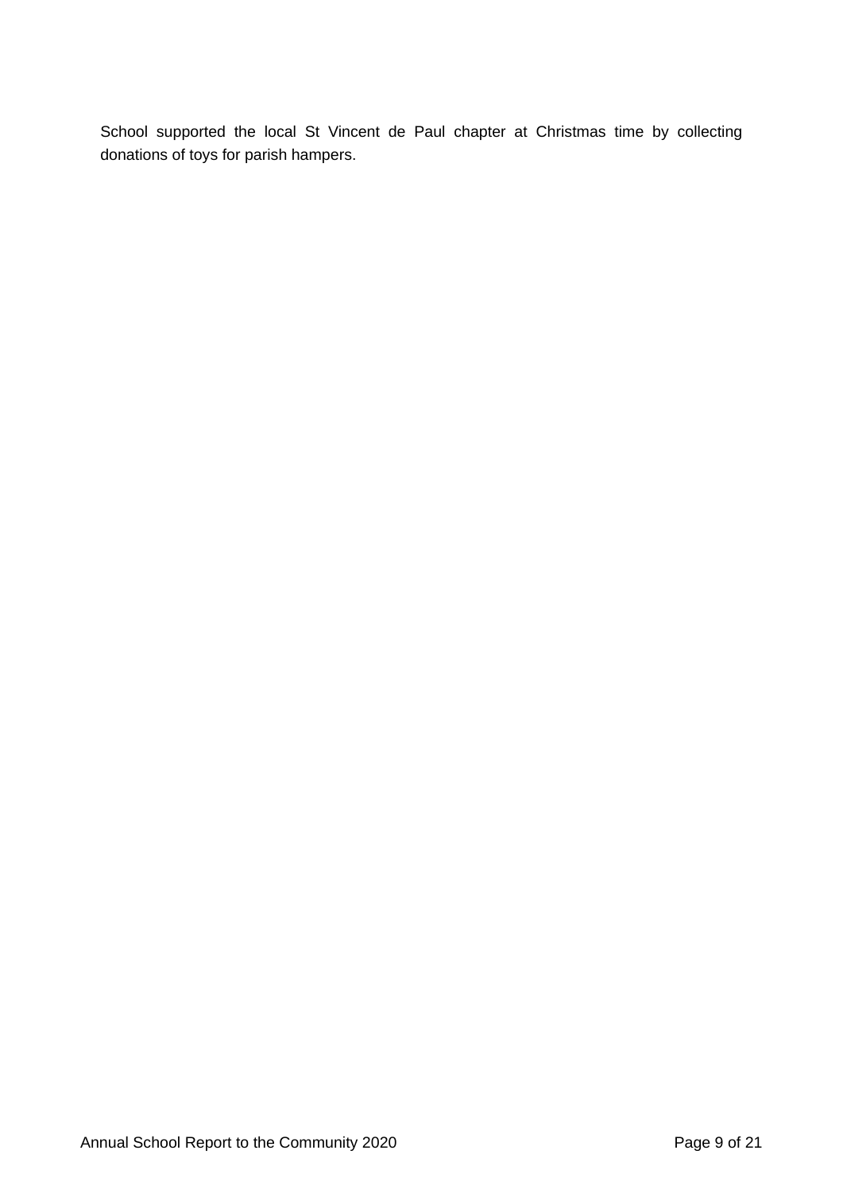School supported the local St Vincent de Paul chapter at Christmas time by collecting donations of toys for parish hampers.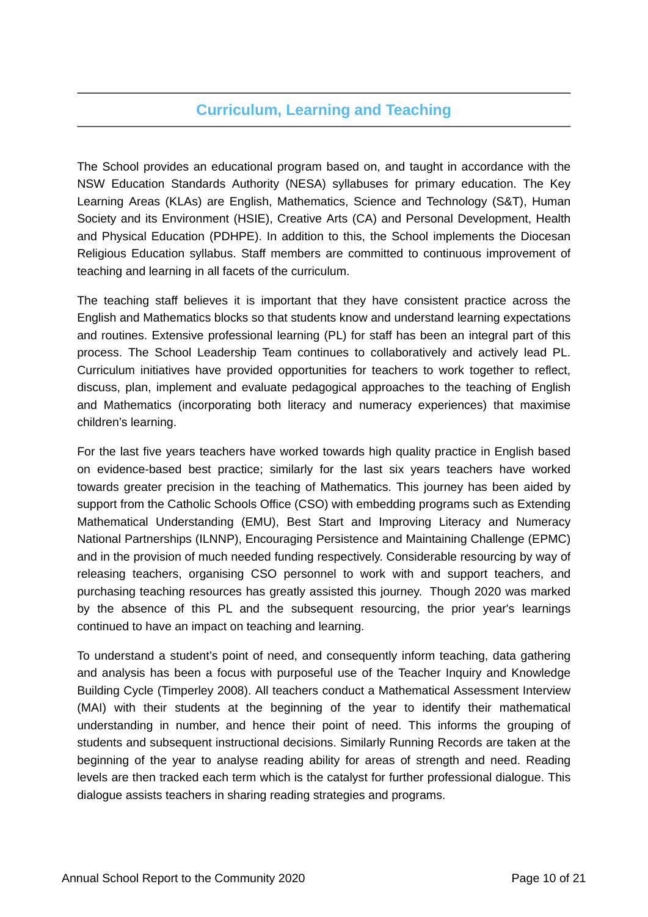## Curriculum, Learning and Teaching

The School provides an educational program based on, and taught in accordance with the NSW Education Standards Authority (NESA) syllabuses for primary education. The Key Learning Areas (KLAs) are English, Mathematics, Science and Technology (S&T), Human Society and its Environment (HSIE), Creative Arts (CA) and Personal Development, Health and Physical Education (PDHPE). In addition to this, the School implements the Diocesan Religious Education syllabus. Staff members are committed to continuous improvement of teaching and learning in all facets of the curriculum.

The teaching staff believes it is important that they have consistent practice across the English and Mathematics blocks so that students know and understand learning expectations and routines. Extensive professional learning (PL) for staff has been an integral part of this process. The School Leadership Team continues to collaboratively and actively lead PL. Curriculum initiatives have provided opportunities for teachers to work together to reflect, discuss, plan, implement and evaluate pedagogical approaches to the teaching of English and Mathematics (incorporating both literacy and numeracy experiences) that maximise children's learning.

For the last five years teachers have worked towards high quality practice in English based on evidence-based best practice; similarly for the last six years teachers have worked towards greater precision in the teaching of Mathematics. This journey has been aided by support from the Catholic Schools Office (CSO) with embedding programs such as Extending Mathematical Understanding (EMU), Best Start and Improving Literacy and Numeracy National Partnerships (ILNNP), Encouraging Persistence and Maintaining Challenge (EPMC) and in the provision of much needed funding respectively. Considerable resourcing by way of releasing teachers, organising CSO personnel to work with and support teachers, and purchasing teaching resources has greatly assisted this journey. Though 2020 was marked by the absence of this PL and the subsequent resourcing, the prior year's learnings continued to have an impact on teaching and learning.

To understand a student's point of need, and consequently inform teaching, data gathering and analysis has been a focus with purposeful use of the Teacher Inquiry and Knowledge Building Cycle (Timperley 2008). All teachers conduct a Mathematical Assessment Interview (MAI) with their students at the beginning of the year to identify their mathematical understanding in number, and hence their point of need. This informs the grouping of students and subsequent instructional decisions. Similarly Running Records are taken at the beginning of the year to analyse reading ability for areas of strength and need. Reading levels are then tracked each term which is the catalyst for further professional dialogue. This dialogue assists teachers in sharing reading strategies and programs.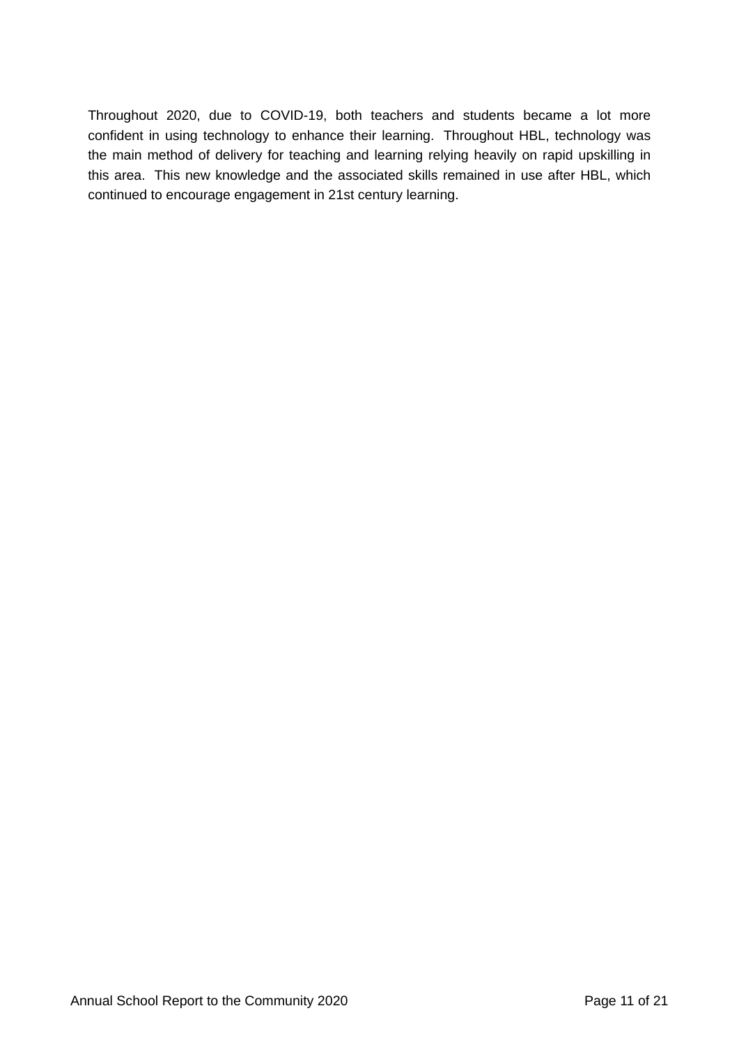Throughout 2020, due to COVID-19, both teachers and students became a lot more confident in using technology to enhance their learning. Throughout HBL, technology was the main method of delivery for teaching and learning relying heavily on rapid upskilling in this area. This new knowledge and the associated skills remained in use after HBL, which continued to encourage engagement in 21st century learning.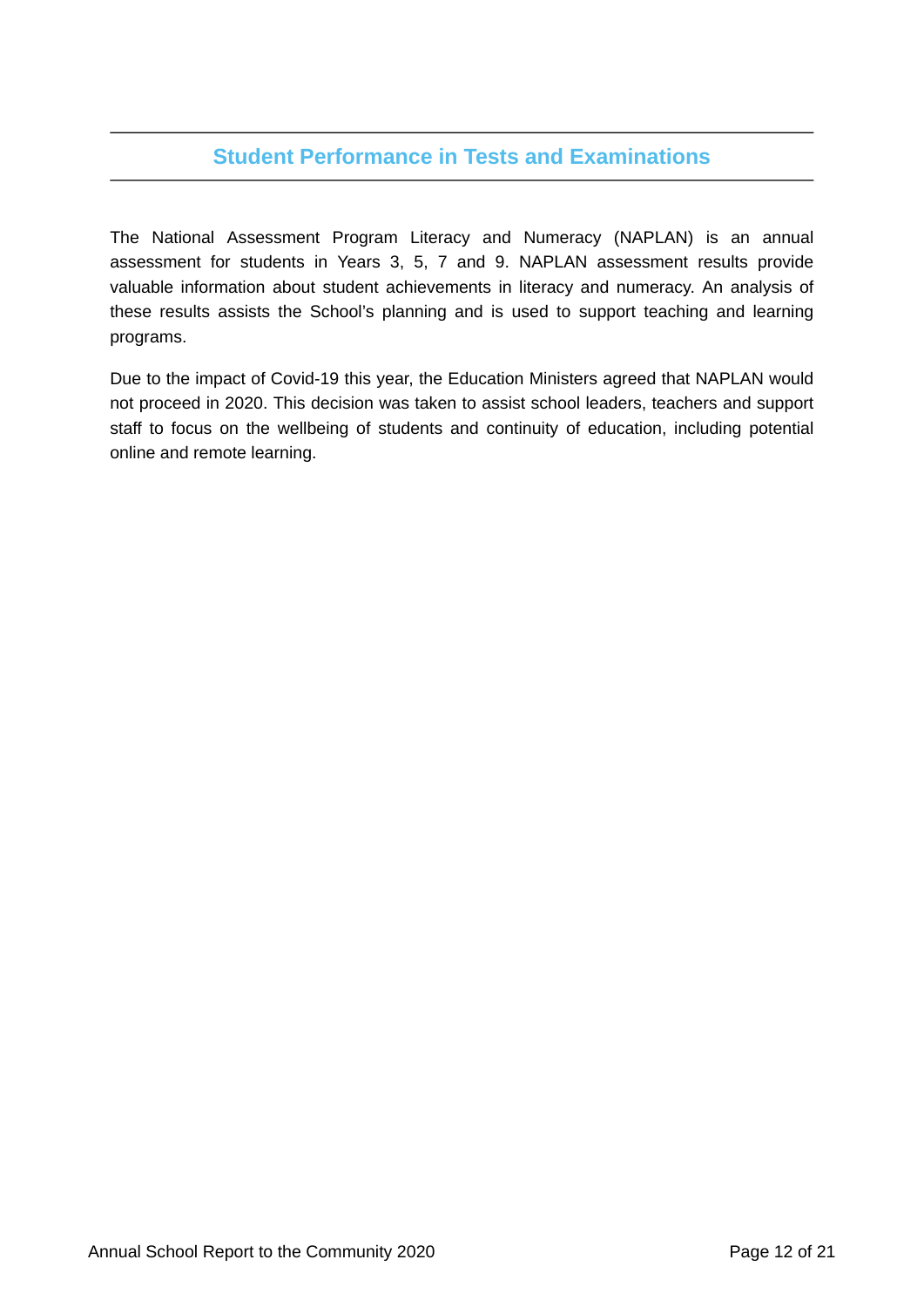## Student Performance in Tests and Examinations

The National Assessment Program Literacy and Numeracy (NAPLAN) is an annual assessment for students in Years 3, 5, 7 and 9. NAPLAN assessment results provide valuable information about student achievements in literacy and numeracy. An analysis of these results assists the School's planning and is used to support teaching and learning programs.

Due to the impact of Covid-19 this year, the Education Ministers agreed that NAPLAN would not proceed in 2020. This decision was taken to assist school leaders, teachers and support staff to focus on the wellbeing of students and continuity of education, including potential online and remote learning.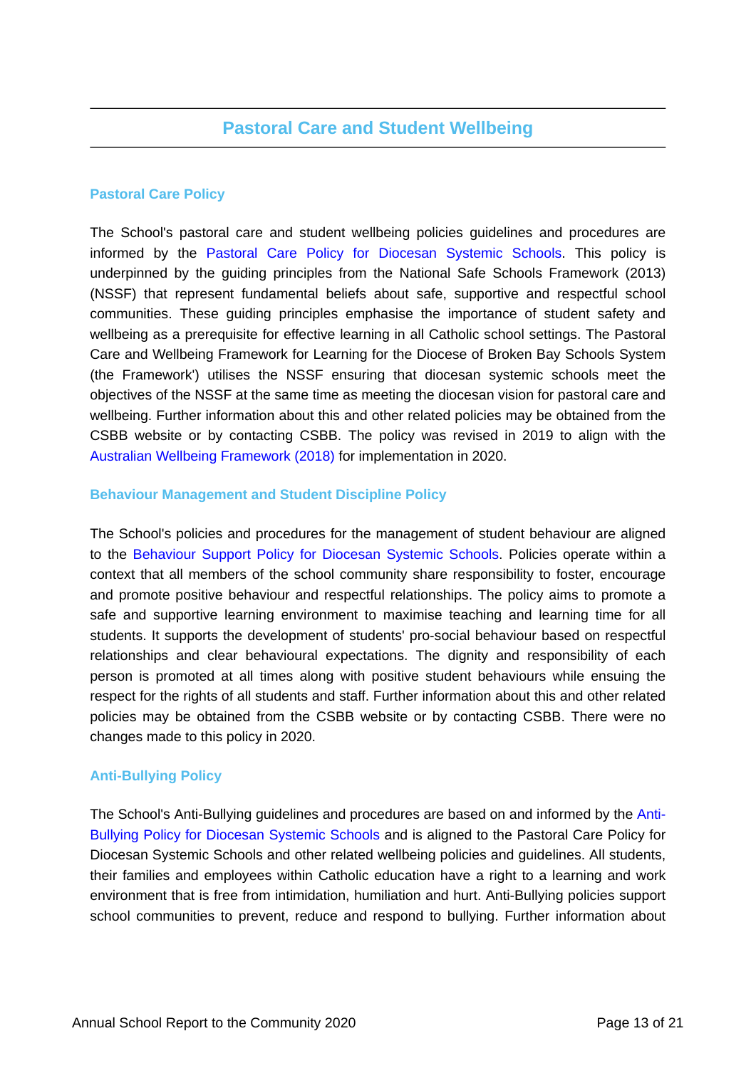## Pastoral Care and Student Wellbeing

### Pastoral Care Policy

The School's pastoral care and student wellbeing policies guidelines and procedures are informed by the Pastoral Care Policy for Diocesan Systemic Schools. This policy is underpinned by the guiding principles from the National Safe Schools Framework (2013) (NSSF) that represent fundamental beliefs about safe, supportive and respectful school communities. These guiding principles emphasise the importance of student safety and wellbeing as a prerequisite for effective learning in all Catholic school settings. The Pastoral Care and Wellbeing Framework for Learning for the Diocese of Broken Bay Schools System (the Framework') utilises the NSSF ensuring that diocesan systemic schools meet the objectives of the NSSF at the same time as meeting the diocesan vision for pastoral care and wellbeing. Further information about this and other related policies may be obtained from the CSBB website or by contacting CSBB. The policy was revised in 2019 to align with the Australian Wellbeing Framework (2018) for implementation in 2020.

### Behaviour Management and Student Discipline Policy

The School's policies and procedures for the management of student behaviour are aligned to the Behaviour Support Policy for Diocesan Systemic Schools. Policies operate within a context that all members of the school community share responsibility to foster, encourage and promote positive behaviour and respectful relationships. The policy aims to promote a safe and supportive learning environment to maximise teaching and learning time for all students. It supports the development of students' pro-social behaviour based on respectful relationships and clear behavioural expectations. The dignity and responsibility of each person is promoted at all times along with positive student behaviours while ensuing the respect for the rights of all students and staff. Further information about this and other related policies may be obtained from the CSBB website or by contacting CSBB. There were no changes made to this policy in 2020.

### Anti-Bullying Policy

The School's Anti-Bullying guidelines and procedures are based on and informed by the Anti-Bullying Policy for Diocesan Systemic Schools and is aligned to the Pastoral Care Policy for Diocesan Systemic Schools and other related wellbeing policies and guidelines. All students, their families and employees within Catholic education have a right to a learning and work environment that is free from intimidation, humiliation and hurt. Anti-Bullying policies support school communities to prevent, reduce and respond to bullying. Further information about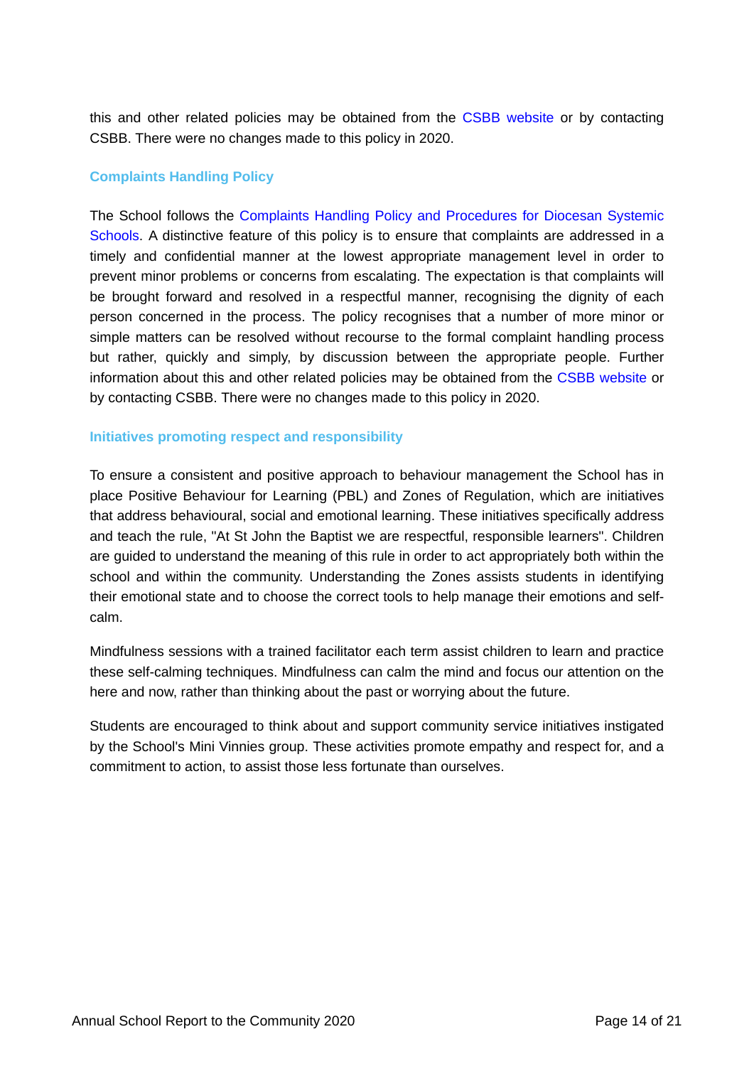this and other related policies may be obtained from the CSBB website or by contacting CSBB. There were no changes made to this policy in 2020.

### Complaints Handling Policy

The School follows the Complaints Handling Policy and Procedures for Diocesan Systemic Schools. A distinctive feature of this policy is to ensure that complaints are addressed in a timely and confidential manner at the lowest appropriate management level in order to prevent minor problems or concerns from escalating. The expectation is that complaints will be brought forward and resolved in a respectful manner, recognising the dignity of each person concerned in the process. The policy recognises that a number of more minor or simple matters can be resolved without recourse to the formal complaint handling process but rather, quickly and simply, by discussion between the appropriate people. Further information about this and other related policies may be obtained from the CSBB website or by contacting CSBB. There were no changes made to this policy in 2020.

### Initiatives promoting respect and responsibility

To ensure a consistent and positive approach to behaviour management the School has in place Positive Behaviour for Learning (PBL) and Zones of Regulation, which are initiatives that address behavioural, social and emotional learning. These initiatives specifically address and teach the rule, "At St John the Baptist we are respectful, responsible learners". Children are guided to understand the meaning of this rule in order to act appropriately both within the school and within the community. Understanding the Zones assists students in identifying their emotional state and to choose the correct tools to help manage their emotions and self-calm.

Mindfulness sessions with a trained facilitator each term assist children to learn and practice these self-calming techniques. Mindfulness can calm the mind and focus our attention on the here and now, rather than thinking about the past or worrying about the future.

Students are encouraged to think about and support community service initiatives instigated by the School's Mini Vinnies group. These activities promote empathy and respect for, and a commitment to action, to assist those less fortunate than ourselves.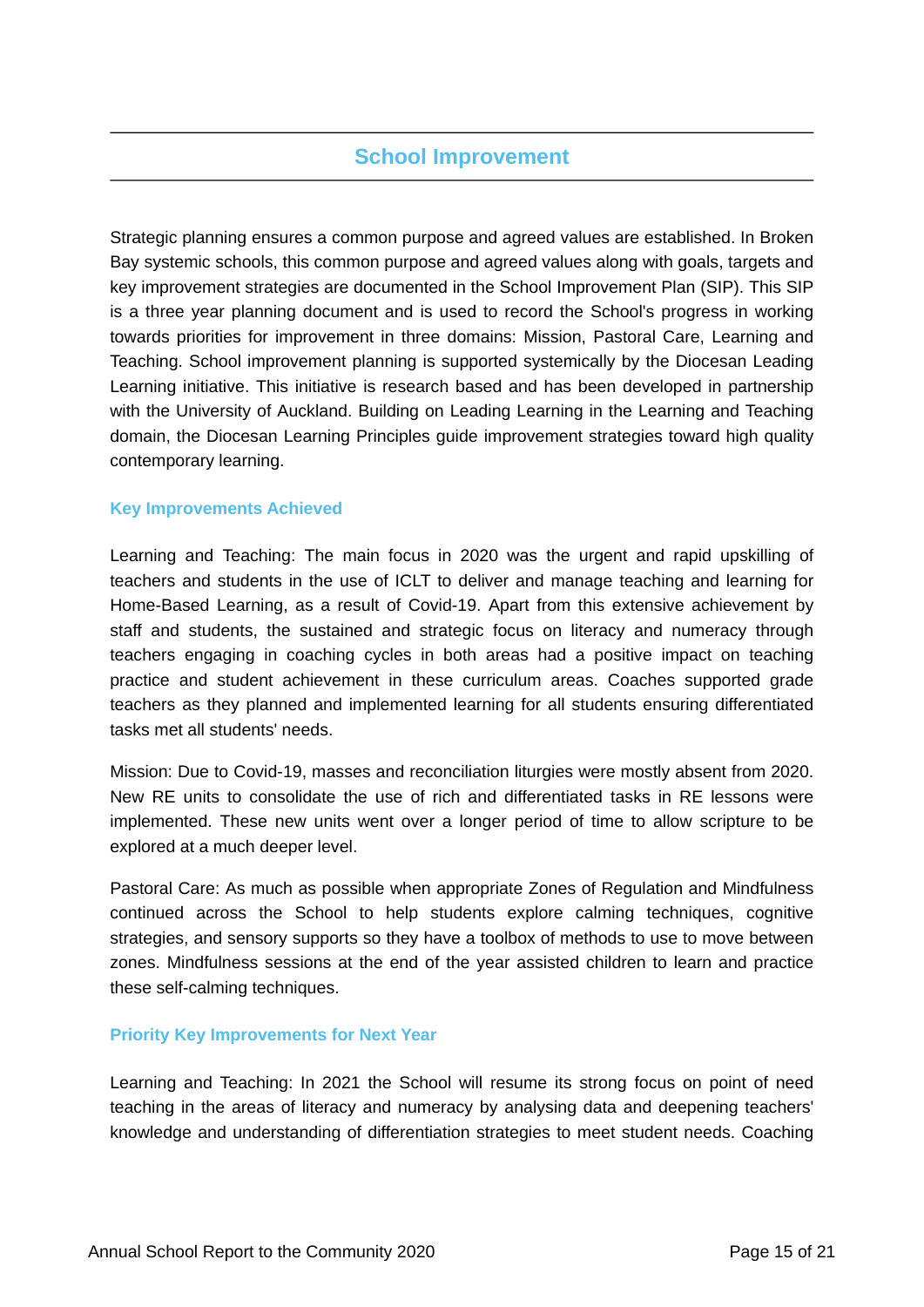## School Improvement

Strategic planning ensures a common purpose and agreed values are established. In Broken Bay systemic schools, this common purpose and agreed values along with goals, targets and key improvement strategies are documented in the School Improvement Plan (SIP). This SIP is a three year planning document and is used to record the School's progress in working towards priorities for improvement in three domains: Mission, Pastoral Care, Learning and Teaching. School improvement planning is supported systemically by the Diocesan Leading Learning initiative. This initiative is research based and has been developed in partnership with the University of Auckland. Building on Leading Learning in the Learning and Teaching domain, the Diocesan Learning Principles guide improvement strategies toward high quality contemporary learning.

### Key Improvements Achieved

Learning and Teaching: The main focus in 2020 was the urgent and rapid upskilling of teachers and students in the use of ICLT to deliver and manage teaching and learning for Home-Based Learning, as a result of Covid-19. Apart from this extensive achievement by staff and students, the sustained and strategic focus on literacy and numeracy through teachers engaging in coaching cycles in both areas had a positive impact on teaching practice and student achievement in these curriculum areas. Coaches supported grade teachers as they planned and implemented learning for all students ensuring differentiated tasks met all students' needs.

Mission: Due to Covid-19, masses and reconciliation liturgies were mostly absent from 2020. New RE units to consolidate the use of rich and differentiated tasks in RE lessons were implemented. These new units went over a longer period of time to allow scripture to be explored at a much deeper level.

Pastoral Care: As much as possible when appropriate Zones of Regulation and Mindfulness continued across the School to help students explore calming techniques, cognitive strategies, and sensory supports so they have a toolbox of methods to use to move between zones. Mindfulness sessions at the end of the year assisted children to learn and practice these self-calming techniques.

### Priority Key Improvements for Next Year

Learning and Teaching: In 2021 the School will resume its strong focus on point of need teaching in the areas of literacy and numeracy by analysing data and deepening teachers' knowledge and understanding of differentiation strategies to meet student needs. Coaching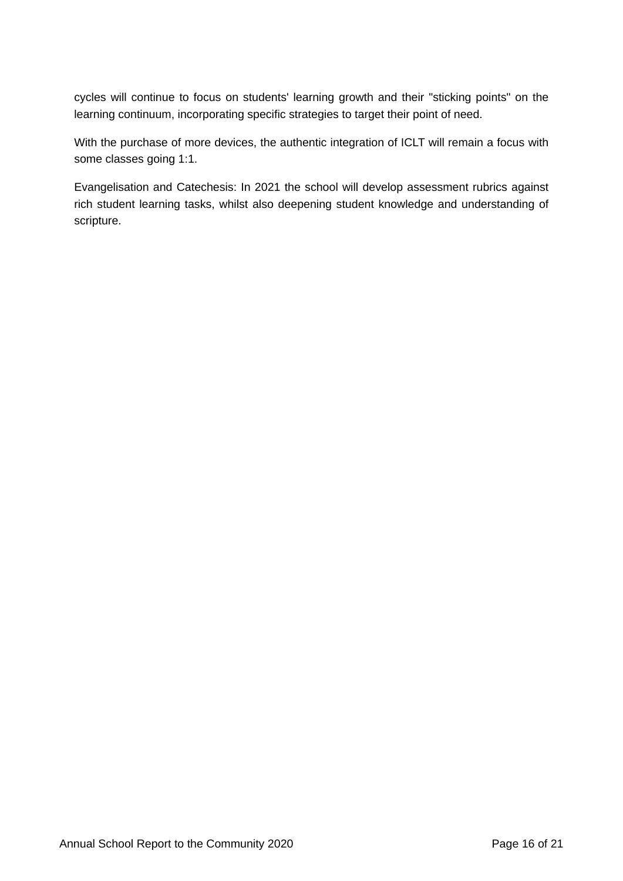cycles will continue to focus on students' learning growth and their "sticking points" on the learning continuum, incorporating specific strategies to target their point of need.

With the purchase of more devices, the authentic integration of ICLT will remain a focus with some classes going 1:1.

Evangelisation and Catechesis: In 2021 the school will develop assessment rubrics against rich student learning tasks, whilst also deepening student knowledge and understanding of scripture.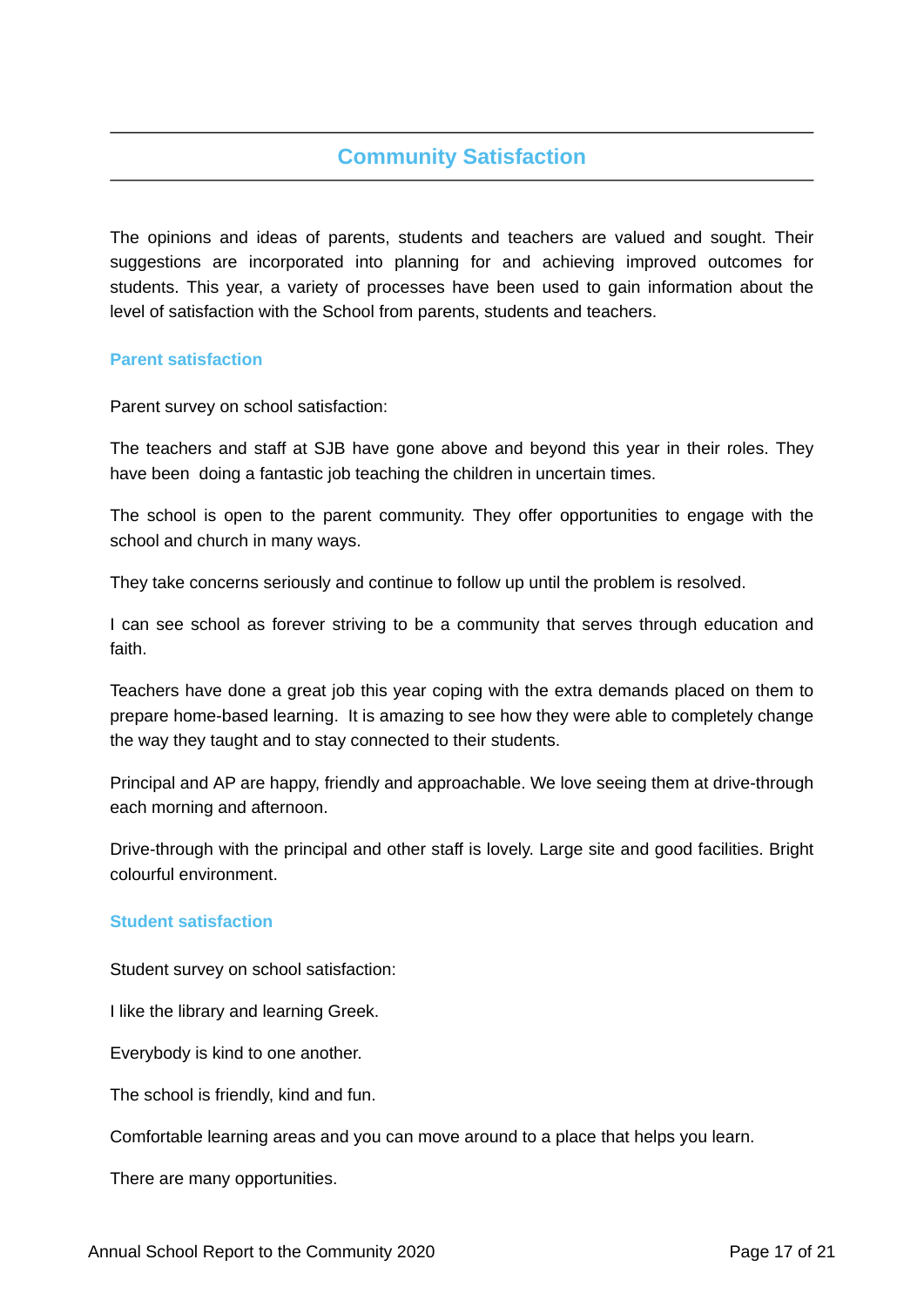## Community Satisfaction

The opinions and ideas of parents, students and teachers are valued and sought. Their suggestions are incorporated into planning for and achieving improved outcomes for students. This year, a variety of processes have been used to gain information about the level of satisfaction with the School from parents, students and teachers.

### Parent satisfaction

Parent survey on school satisfaction:

The teachers and staff at SJB have gone above and beyond this year in their roles. They have been doing a fantastic job teaching the children in uncertain times.

The school is open to the parent community. They offer opportunities to engage with the school and church in many ways.

They take concerns seriously and continue to follow up until the problem is resolved.

I can see school as forever striving to be a community that serves through education and faith.

Teachers have done a great job this year coping with the extra demands placed on them to prepare home-based learning. It is amazing to see how they were able to completely change the way they taught and to stay connected to their students.

Principal and AP are happy, friendly and approachable. We love seeing them at drive-through each morning and afternoon.

Drive-through with the principal and other staff is lovely. Large site and good facilities. Bright colourful environment.

### Student satisfaction

Student survey on school satisfaction:

I like the library and learning Greek.

Everybody is kind to one another.

The school is friendly, kind and fun.

Comfortable learning areas and you can move around to a place that helps you learn.

There are many opportunities.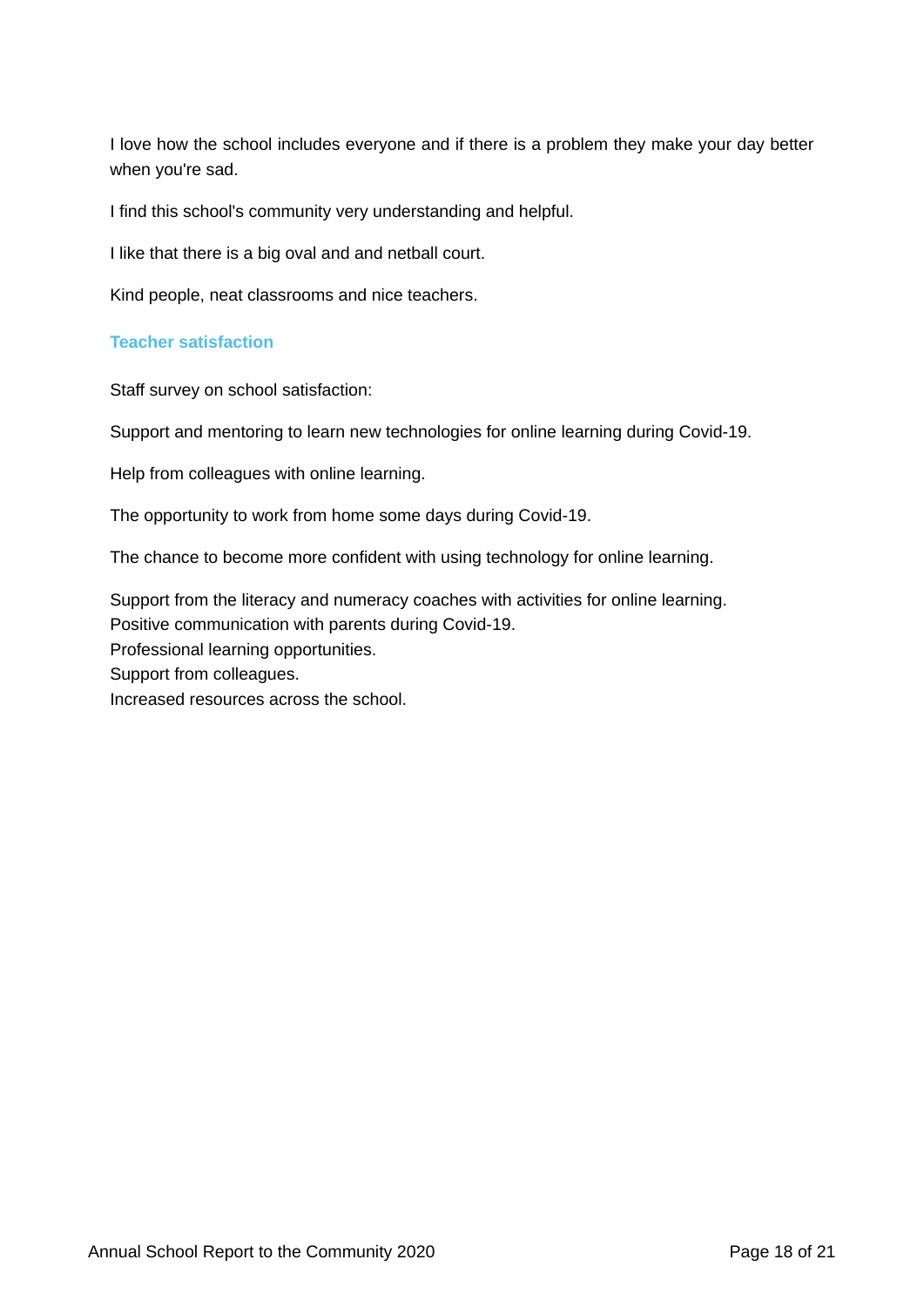I love how the school includes everyone and if there is a problem they make your day better when you're sad.

I find this school's community very understanding and helpful.

I like that there is a big oval and and netball court.

Kind people, neat classrooms and nice teachers.

### Teacher satisfaction

Staff survey on school satisfaction:

Support and mentoring to learn new technologies for online learning during Covid-19.

Help from colleagues with online learning.

The opportunity to work from home some days during Covid-19.

The chance to become more confident with using technology for online learning.

Support from the literacy and numeracy coaches with activities for online learning.
Positive communication with parents during Covid-19.
Professional learning opportunities.
Support from colleagues.
Increased resources across the school.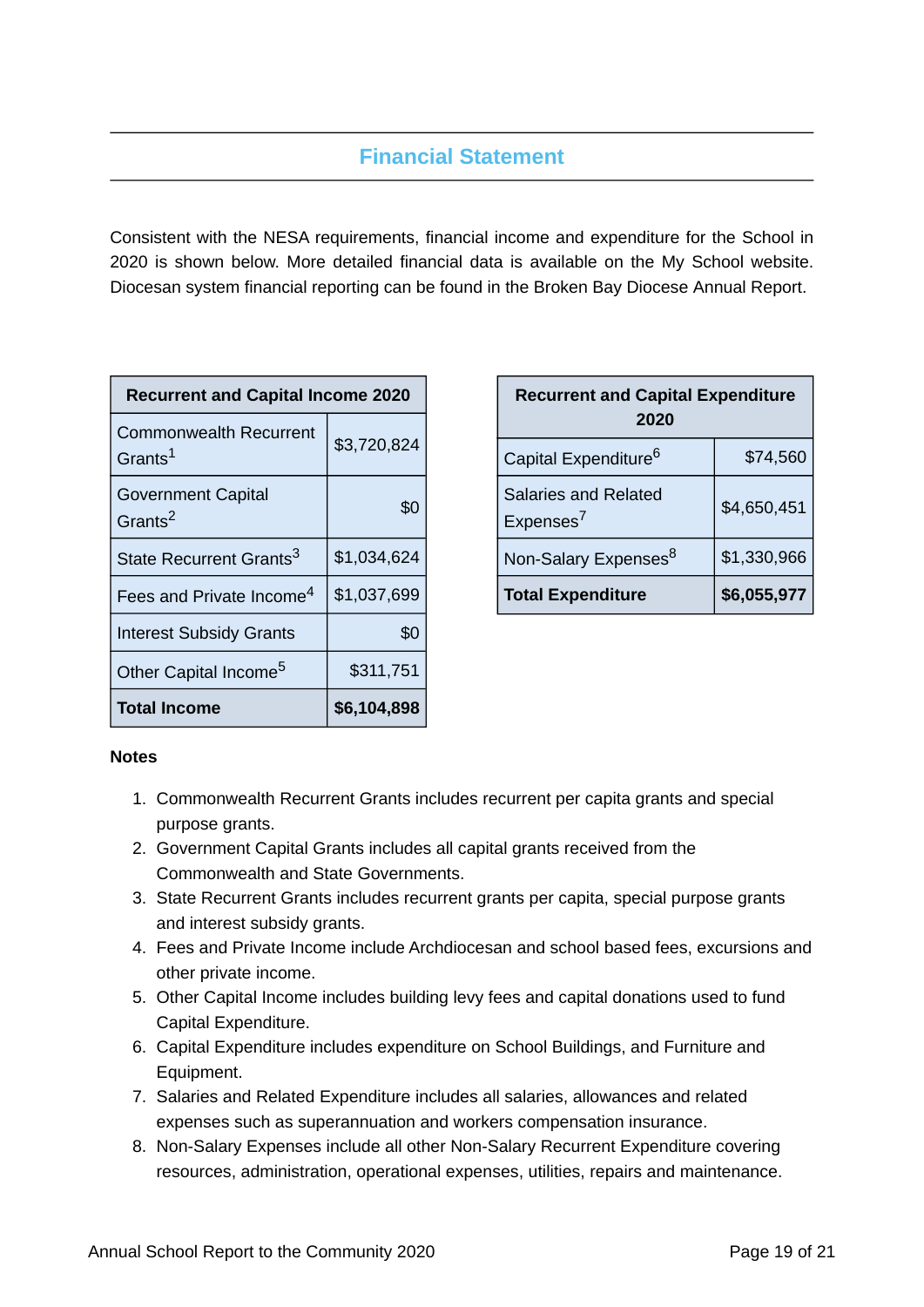## Financial Statement

Consistent with the NESA requirements, financial income and expenditure for the School in 2020 is shown below. More detailed financial data is available on the My School website. Diocesan system financial reporting can be found in the Broken Bay Diocese Annual Report.

| Recurrent and Capital Income 2020 | |
|---|---|
| Commonwealth Recurrent Grants[1] | $3,720,824 |
| Government Capital Grants[2] | $0 |
| State Recurrent Grants[3] | $1,034,624 |
| Fees and Private Income[4] | $1,037,699 |
| Interest Subsidy Grants | $0 |
| Other Capital Income[5] | $311,751 |
| **Total Income** | **$6,104,898** |

| Recurrent and Capital Expenditure 2020 | |
|---|---|
| Capital Expenditure[6] | $74,560 |
| Salaries and Related Expenses[7] | $4,650,451 |
| Non-Salary Expenses[8] | $1,330,966 |
| **Total Expenditure** | **$6,055,977** |

**Notes**

1. Commonwealth Recurrent Grants includes recurrent per capita grants and special purpose grants.
2. Government Capital Grants includes all capital grants received from the Commonwealth and State Governments.
3. State Recurrent Grants includes recurrent grants per capita, special purpose grants and interest subsidy grants.
4. Fees and Private Income include Archdiocesan and school based fees, excursions and other private income.
5. Other Capital Income includes building levy fees and capital donations used to fund Capital Expenditure.
6. Capital Expenditure includes expenditure on School Buildings, and Furniture and Equipment.
7. Salaries and Related Expenditure includes all salaries, allowances and related expenses such as superannuation and workers compensation insurance.
8. Non-Salary Expenses include all other Non-Salary Recurrent Expenditure covering resources, administration, operational expenses, utilities, repairs and maintenance.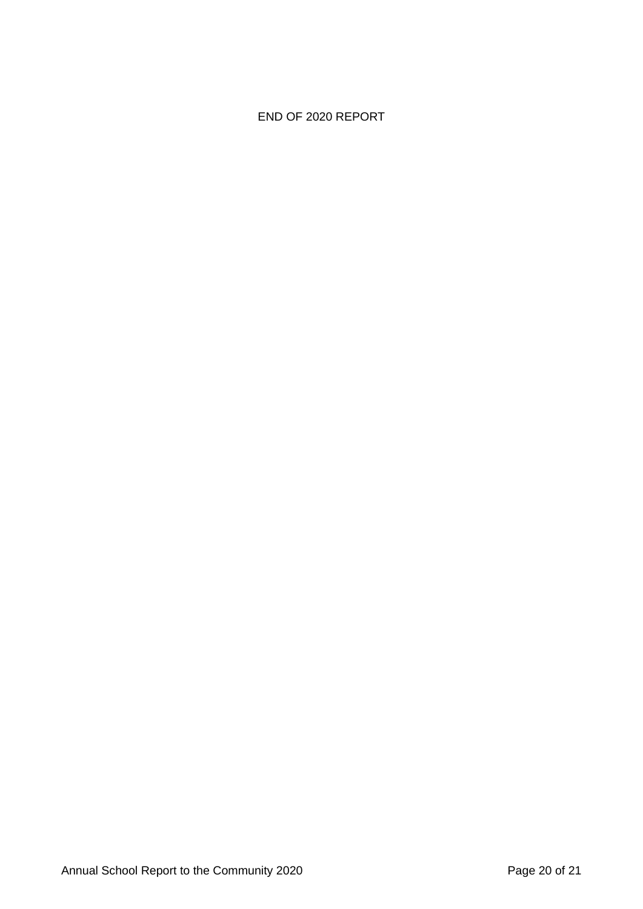END OF 2020 REPORT